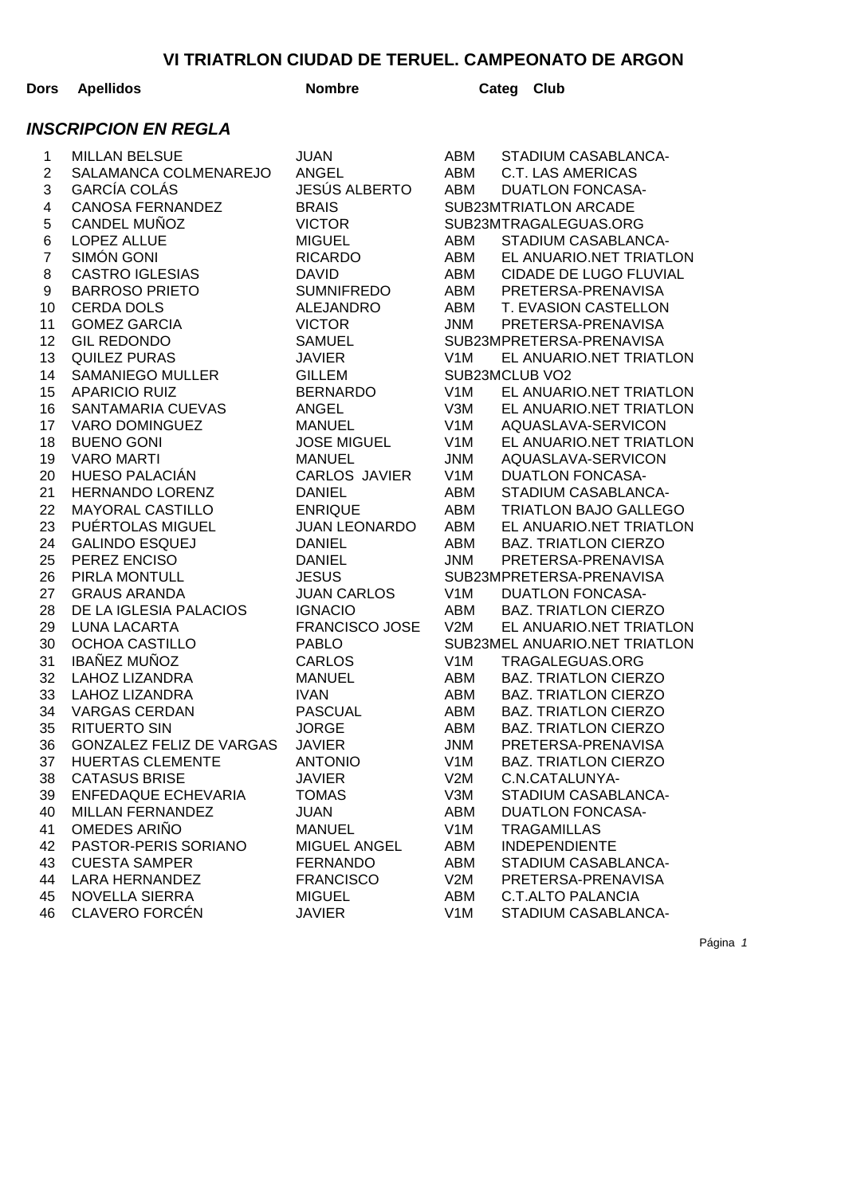# VI TRIATRLON CIUDAD DE TERUEL. CAMPEONATO DE ARGON

## *INSCRIPCION EN REGLA*

| Dors | Apellidos | Nombre | Categ | Club |
|---|---|---|---|---|
| 1 | MILLAN BELSUE | JUAN | ABM | STADIUM CASABLANCA- |
| 2 | SALAMANCA COLMENAREJO | ANGEL | ABM | C.T. LAS AMERICAS |
| 3 | GARCÍA COLÁS | JESÚS ALBERTO | ABM | DUATLON FONCASA- |
| 4 | CANOSA FERNANDEZ | BRAIS | SUB23M | TRIATLON ARCADE |
| 5 | CANDEL MUÑOZ | VICTOR | SUB23M | TRAGALEGUAS.ORG |
| 6 | LOPEZ ALLUE | MIGUEL | ABM | STADIUM CASABLANCA- |
| 7 | SIMÓN GONI | RICARDO | ABM | EL ANUARIO.NET TRIATLON |
| 8 | CASTRO IGLESIAS | DAVID | ABM | CIDADE DE LUGO FLUVIAL |
| 9 | BARROSO PRIETO | SUMNIFREDO | ABM | PRETERSA-PRENAVISA |
| 10 | CERDA DOLS | ALEJANDRO | ABM | T. EVASION CASTELLON |
| 11 | GOMEZ GARCIA | VICTOR | JNM | PRETERSA-PRENAVISA |
| 12 | GIL REDONDO | SAMUEL | SUB23M | PRETERSA-PRENAVISA |
| 13 | QUILEZ PURAS | JAVIER | V1M | EL ANUARIO.NET TRIATLON |
| 14 | SAMANIEGO MULLER | GILLEM | SUB23M | CLUB VO2 |
| 15 | APARICIO RUIZ | BERNARDO | V1M | EL ANUARIO.NET TRIATLON |
| 16 | SANTAMARIA CUEVAS | ANGEL | V3M | EL ANUARIO.NET TRIATLON |
| 17 | VARO DOMINGUEZ | MANUEL | V1M | AQUASLAVA-SERVICON |
| 18 | BUENO GONI | JOSE MIGUEL | V1M | EL ANUARIO.NET TRIATLON |
| 19 | VARO MARTI | MANUEL | JNM | AQUASLAVA-SERVICON |
| 20 | HUESO PALACIÁN | CARLOS JAVIER | V1M | DUATLON FONCASA- |
| 21 | HERNANDO LORENZ | DANIEL | ABM | STADIUM CASABLANCA- |
| 22 | MAYORAL CASTILLO | ENRIQUE | ABM | TRIATLON BAJO GALLEGO |
| 23 | PUÉRTOLAS MIGUEL | JUAN LEONARDO | ABM | EL ANUARIO.NET TRIATLON |
| 24 | GALINDO ESQUEJ | DANIEL | ABM | BAZ. TRIATLON CIERZO |
| 25 | PEREZ ENCISO | DANIEL | JNM | PRETERSA-PRENAVISA |
| 26 | PIRLA MONTULL | JESUS | SUB23M | PRETERSA-PRENAVISA |
| 27 | GRAUS ARANDA | JUAN CARLOS | V1M | DUATLON FONCASA- |
| 28 | DE LA IGLESIA PALACIOS | IGNACIO | ABM | BAZ. TRIATLON CIERZO |
| 29 | LUNA LACARTA | FRANCISCO JOSE | V2M | EL ANUARIO.NET TRIATLON |
| 30 | OCHOA CASTILLO | PABLO | SUB23M | EL ANUARIO.NET TRIATLON |
| 31 | IBAÑEZ MUÑOZ | CARLOS | V1M | TRAGALEGUAS.ORG |
| 32 | LAHOZ LIZANDRA | MANUEL | ABM | BAZ. TRIATLON CIERZO |
| 33 | LAHOZ LIZANDRA | IVAN | ABM | BAZ. TRIATLON CIERZO |
| 34 | VARGAS CERDAN | PASCUAL | ABM | BAZ. TRIATLON CIERZO |
| 35 | RITUERTO SIN | JORGE | ABM | BAZ. TRIATLON CIERZO |
| 36 | GONZALEZ FELIZ DE VARGAS | JAVIER | JNM | PRETERSA-PRENAVISA |
| 37 | HUERTAS CLEMENTE | ANTONIO | V1M | BAZ. TRIATLON CIERZO |
| 38 | CATASUS BRISE | JAVIER | V2M | C.N.CATALUNYA- |
| 39 | ENFEDAQUE ECHEVARIA | TOMAS | V3M | STADIUM CASABLANCA- |
| 40 | MILLAN FERNANDEZ | JUAN | ABM | DUATLON FONCASA- |
| 41 | OMEDES ARIÑO | MANUEL | V1M | TRAGAMILLAS |
| 42 | PASTOR-PERIS SORIANO | MIGUEL ANGEL | ABM | INDEPENDIENTE |
| 43 | CUESTA SAMPER | FERNANDO | ABM | STADIUM CASABLANCA- |
| 44 | LARA HERNANDEZ | FRANCISCO | V2M | PRETERSA-PRENAVISA |
| 45 | NOVELLA SIERRA | MIGUEL | ABM | C.T.ALTO PALANCIA |
| 46 | CLAVERO FORCÉN | JAVIER | V1M | STADIUM CASABLANCA- |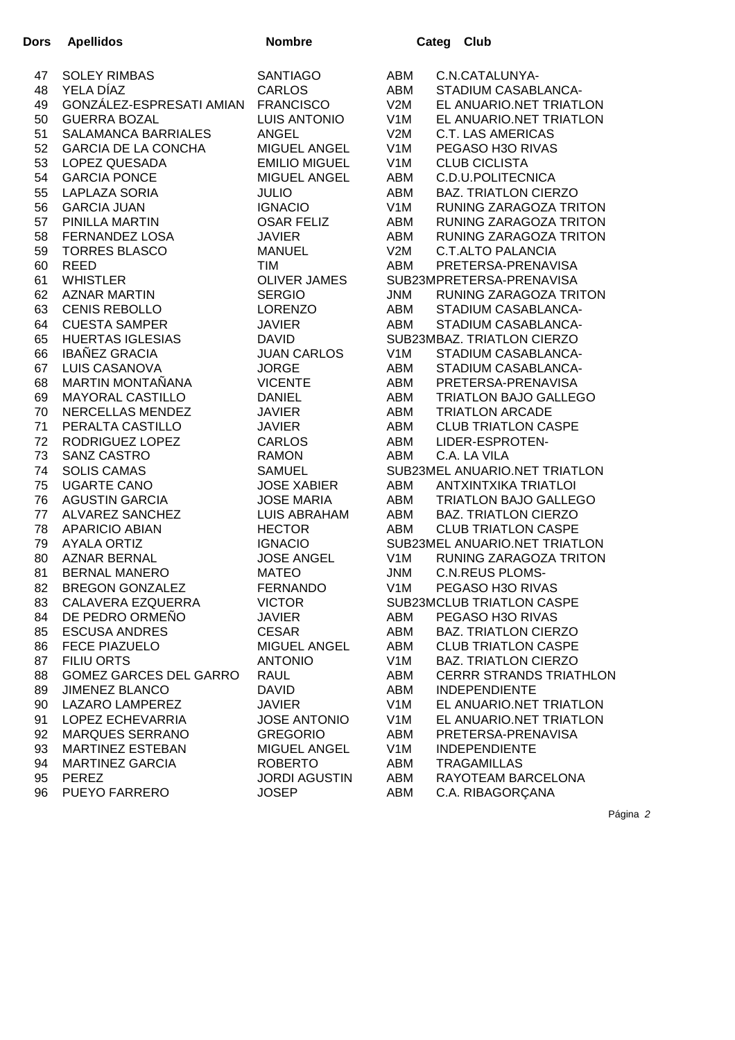| Dors | Apellidos | Nombre | Categ | Club |
|---|---|---|---|---|
| 47 | SOLEY RIMBAS | SANTIAGO | ABM | C.N.CATALUNYA- |
| 48 | YELA DÍAZ | CARLOS | ABM | STADIUM CASABLANCA- |
| 49 | GONZÁLEZ-ESPRESATI AMIAN | FRANCISCO | V2M | EL ANUARIO.NET TRIATLON |
| 50 | GUERRA BOZAL | LUIS ANTONIO | V1M | EL ANUARIO.NET TRIATLON |
| 51 | SALAMANCA BARRIALES | ANGEL | V2M | C.T. LAS AMERICAS |
| 52 | GARCIA DE LA CONCHA | MIGUEL ANGEL | V1M | PEGASO H3O RIVAS |
| 53 | LOPEZ QUESADA | EMILIO MIGUEL | V1M | CLUB CICLISTA |
| 54 | GARCIA PONCE | MIGUEL ANGEL | ABM | C.D.U.POLITECNICA |
| 55 | LAPLAZA SORIA | JULIO | ABM | BAZ. TRIATLON CIERZO |
| 56 | GARCIA JUAN | IGNACIO | V1M | RUNING ZARAGOZA TRITON |
| 57 | PINILLA MARTIN | OSAR FELIZ | ABM | RUNING ZARAGOZA TRITON |
| 58 | FERNANDEZ LOSA | JAVIER | ABM | RUNING ZARAGOZA TRITON |
| 59 | TORRES BLASCO | MANUEL | V2M | C.T.ALTO PALANCIA |
| 60 | REED | TIM | ABM | PRETERSA-PRENAVISA |
| 61 | WHISTLER | OLIVER JAMES | SUB23M | PRETERSA-PRENAVISA |
| 62 | AZNAR MARTIN | SERGIO | JNM | RUNING ZARAGOZA TRITON |
| 63 | CENIS REBOLLO | LORENZO | ABM | STADIUM CASABLANCA- |
| 64 | CUESTA SAMPER | JAVIER | ABM | STADIUM CASABLANCA- |
| 65 | HUERTAS IGLESIAS | DAVID | SUB23M | BAZ. TRIATLON CIERZO |
| 66 | IBAÑEZ GRACIA | JUAN CARLOS | V1M | STADIUM CASABLANCA- |
| 67 | LUIS CASANOVA | JORGE | ABM | STADIUM CASABLANCA- |
| 68 | MARTIN MONTAÑANA | VICENTE | ABM | PRETERSA-PRENAVISA |
| 69 | MAYORAL CASTILLO | DANIEL | ABM | TRIATLON BAJO GALLEGO |
| 70 | NERCELLAS MENDEZ | JAVIER | ABM | TRIATLON ARCADE |
| 71 | PERALTA CASTILLO | JAVIER | ABM | CLUB TRIATLON CASPE |
| 72 | RODRIGUEZ LOPEZ | CARLOS | ABM | LIDER-ESPROTEN- |
| 73 | SANZ CASTRO | RAMON | ABM | C.A. LA VILA |
| 74 | SOLIS CAMAS | SAMUEL | SUB23M | EL ANUARIO.NET TRIATLON |
| 75 | UGARTE CANO | JOSE XABIER | ABM | ANTXINTXIKA TRIATLOI |
| 76 | AGUSTIN GARCIA | JOSE MARIA | ABM | TRIATLON BAJO GALLEGO |
| 77 | ALVAREZ SANCHEZ | LUIS ABRAHAM | ABM | BAZ. TRIATLON CIERZO |
| 78 | APARICIO ABIAN | HECTOR | ABM | CLUB TRIATLON CASPE |
| 79 | AYALA ORTIZ | IGNACIO | SUB23M | EL ANUARIO.NET TRIATLON |
| 80 | AZNAR BERNAL | JOSE ANGEL | V1M | RUNING ZARAGOZA TRITON |
| 81 | BERNAL MANERO | MATEO | JNM | C.N.REUS PLOMS- |
| 82 | BREGON GONZALEZ | FERNANDO | V1M | PEGASO H3O RIVAS |
| 83 | CALAVERA EZQUERRA | VICTOR | SUB23M | CLUB TRIATLON CASPE |
| 84 | DE PEDRO ORMEÑO | JAVIER | ABM | PEGASO H3O RIVAS |
| 85 | ESCUSA ANDRES | CESAR | ABM | BAZ. TRIATLON CIERZO |
| 86 | FECE PIAZUELO | MIGUEL ANGEL | ABM | CLUB TRIATLON CASPE |
| 87 | FILIU ORTS | ANTONIO | V1M | BAZ. TRIATLON CIERZO |
| 88 | GOMEZ GARCES DEL GARRO | RAUL | ABM | CERRR STRANDS TRIATHLON |
| 89 | JIMENEZ BLANCO | DAVID | ABM | INDEPENDIENTE |
| 90 | LAZARO LAMPEREZ | JAVIER | V1M | EL ANUARIO.NET TRIATLON |
| 91 | LOPEZ ECHEVARRIA | JOSE ANTONIO | V1M | EL ANUARIO.NET TRIATLON |
| 92 | MARQUES SERRANO | GREGORIO | ABM | PRETERSA-PRENAVISA |
| 93 | MARTINEZ ESTEBAN | MIGUEL ANGEL | V1M | INDEPENDIENTE |
| 94 | MARTINEZ GARCIA | ROBERTO | ABM | TRAGAMILLAS |
| 95 | PEREZ | JORDI AGUSTIN | ABM | RAYOTEAM BARCELONA |
| 96 | PUEYO FARRERO | JOSEP | ABM | C.A. RIBAGORÇANA |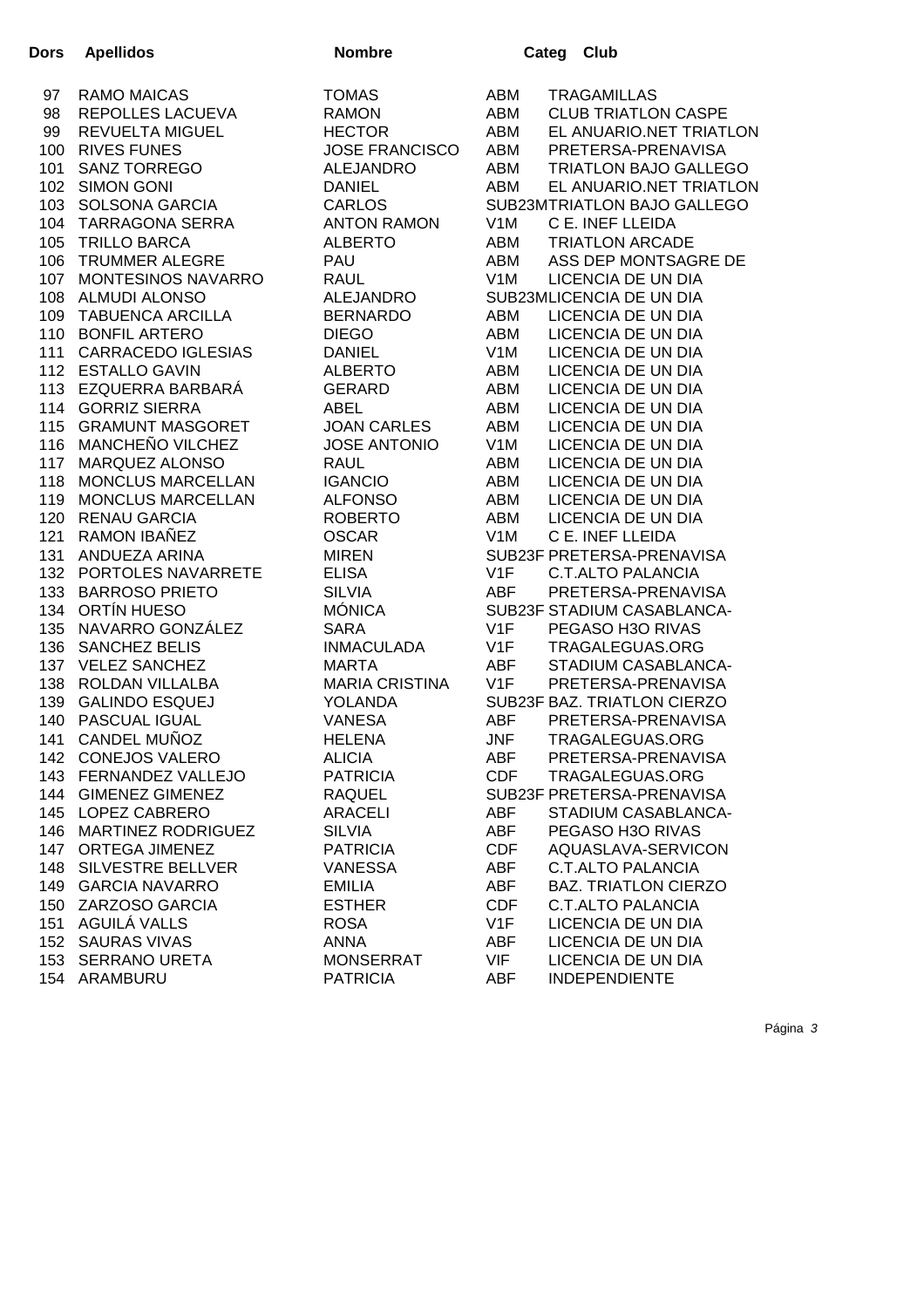| Dors | Apellidos | Nombre | Categ | Club |
|---|---|---|---|---|
| 97 | RAMO MAICAS | TOMAS | ABM | TRAGAMILLAS |
| 98 | REPOLLES LACUEVA | RAMON | ABM | CLUB TRIATLON CASPE |
| 99 | REVUELTA MIGUEL | HECTOR | ABM | EL ANUARIO.NET TRIATLON |
| 100 | RIVES FUNES | JOSE FRANCISCO | ABM | PRETERSA-PRENAVISA |
| 101 | SANZ TORREGO | ALEJANDRO | ABM | TRIATLON BAJO GALLEGO |
| 102 | SIMON GONI | DANIEL | ABM | EL ANUARIO.NET TRIATLON |
| 103 | SOLSONA GARCIA | CARLOS | SUB23M | TRIATLON BAJO GALLEGO |
| 104 | TARRAGONA SERRA | ANTON RAMON | V1M | C E. INEF LLEIDA |
| 105 | TRILLO BARCA | ALBERTO | ABM | TRIATLON ARCADE |
| 106 | TRUMMER ALEGRE | PAU | ABM | ASS DEP MONTSAGRE DE |
| 107 | MONTESINOS NAVARRO | RAUL | V1M | LICENCIA DE UN DIA |
| 108 | ALMUDI ALONSO | ALEJANDRO | SUB23M | LICENCIA DE UN DIA |
| 109 | TABUENCA ARCILLA | BERNARDO | ABM | LICENCIA DE UN DIA |
| 110 | BONFIL ARTERO | DIEGO | ABM | LICENCIA DE UN DIA |
| 111 | CARRACEDO IGLESIAS | DANIEL | V1M | LICENCIA DE UN DIA |
| 112 | ESTALLO GAVIN | ALBERTO | ABM | LICENCIA DE UN DIA |
| 113 | EZQUERRA BARBARÁ | GERARD | ABM | LICENCIA DE UN DIA |
| 114 | GORRIZ SIERRA | ABEL | ABM | LICENCIA DE UN DIA |
| 115 | GRAMUNT MASGORET | JOAN CARLES | ABM | LICENCIA DE UN DIA |
| 116 | MANCHEÑO VILCHEZ | JOSE ANTONIO | V1M | LICENCIA DE UN DIA |
| 117 | MARQUEZ ALONSO | RAUL | ABM | LICENCIA DE UN DIA |
| 118 | MONCLUS MARCELLAN | IGANCIO | ABM | LICENCIA DE UN DIA |
| 119 | MONCLUS MARCELLAN | ALFONSO | ABM | LICENCIA DE UN DIA |
| 120 | RENAU GARCIA | ROBERTO | ABM | LICENCIA DE UN DIA |
| 121 | RAMON IBAÑEZ | OSCAR | V1M | C E. INEF LLEIDA |
| 131 | ANDUEZA ARINA | MIREN | SUB23F | PRETERSA-PRENAVISA |
| 132 | PORTOLES NAVARRETE | ELISA | V1F | C.T.ALTO PALANCIA |
| 133 | BARROSO PRIETO | SILVIA | ABF | PRETERSA-PRENAVISA |
| 134 | ORTÍN HUESO | MÓNICA | SUB23F | STADIUM CASABLANCA- |
| 135 | NAVARRO GONZÁLEZ | SARA | V1F | PEGASO H3O RIVAS |
| 136 | SANCHEZ BELIS | INMACULADA | V1F | TRAGALEGUAS.ORG |
| 137 | VELEZ SANCHEZ | MARTA | ABF | STADIUM CASABLANCA- |
| 138 | ROLDAN VILLALBA | MARIA CRISTINA | V1F | PRETERSA-PRENAVISA |
| 139 | GALINDO ESQUEJ | YOLANDA | SUB23F | BAZ. TRIATLON CIERZO |
| 140 | PASCUAL IGUAL | VANESA | ABF | PRETERSA-PRENAVISA |
| 141 | CANDEL MUÑOZ | HELENA | JNF | TRAGALEGUAS.ORG |
| 142 | CONEJOS VALERO | ALICIA | ABF | PRETERSA-PRENAVISA |
| 143 | FERNANDEZ VALLEJO | PATRICIA | CDF | TRAGALEGUAS.ORG |
| 144 | GIMENEZ GIMENEZ | RAQUEL | SUB23F | PRETERSA-PRENAVISA |
| 145 | LOPEZ CABRERO | ARACELI | ABF | STADIUM CASABLANCA- |
| 146 | MARTINEZ RODRIGUEZ | SILVIA | ABF | PEGASO H3O RIVAS |
| 147 | ORTEGA JIMENEZ | PATRICIA | CDF | AQUASLAVA-SERVICON |
| 148 | SILVESTRE BELLVER | VANESSA | ABF | C.T.ALTO PALANCIA |
| 149 | GARCIA NAVARRO | EMILIA | ABF | BAZ. TRIATLON CIERZO |
| 150 | ZARZOSO GARCIA | ESTHER | CDF | C.T.ALTO PALANCIA |
| 151 | AGUILÁ VALLS | ROSA | V1F | LICENCIA DE UN DIA |
| 152 | SAURAS VIVAS | ANNA | ABF | LICENCIA DE UN DIA |
| 153 | SERRANO URETA | MONSERRAT | VIF | LICENCIA DE UN DIA |
| 154 | ARAMBURU | PATRICIA | ABF | INDEPENDIENTE |